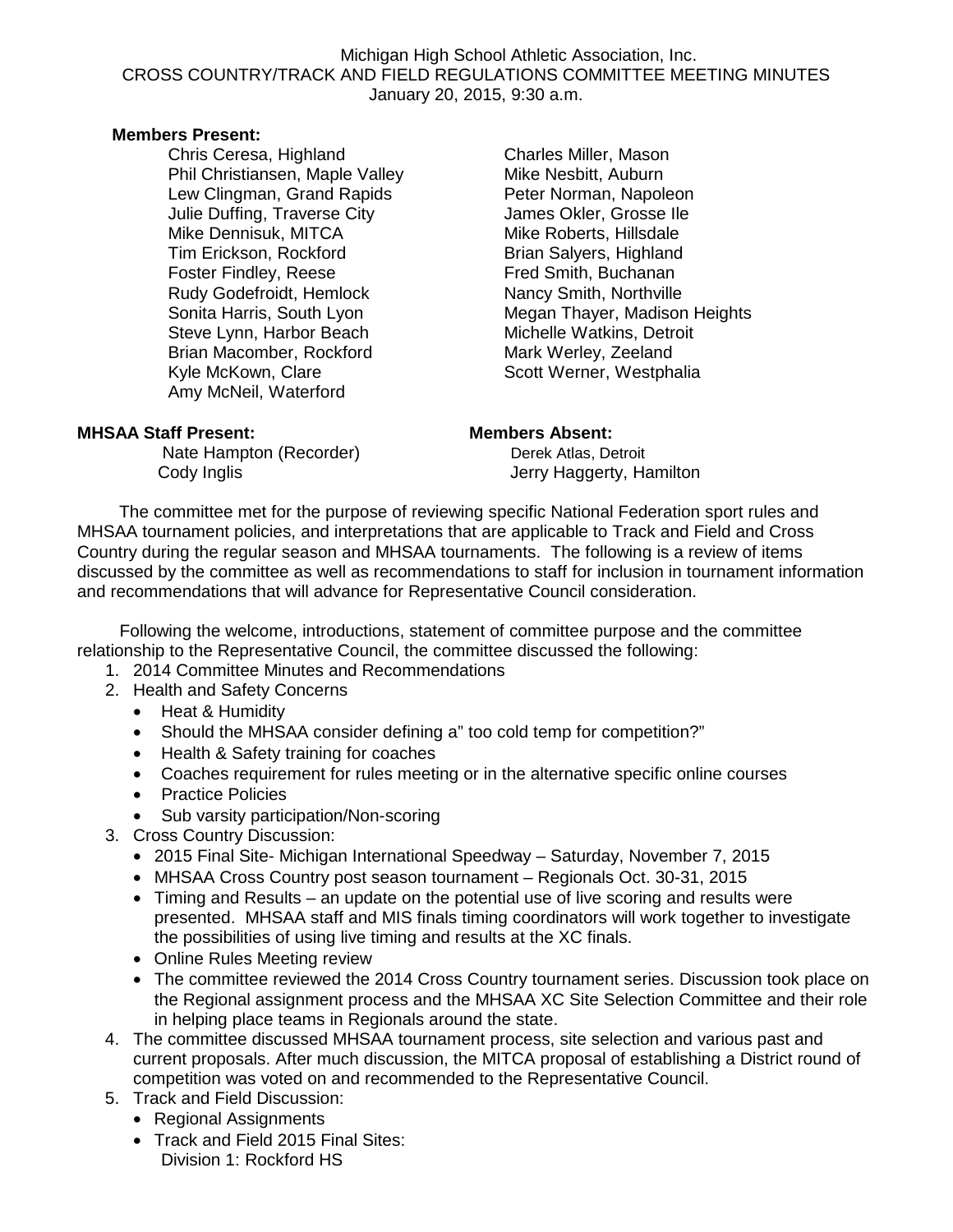Michigan High School Athletic Association, Inc.
CROSS COUNTRY/TRACK AND FIELD REGULATIONS COMMITTEE MEETING MINUTES
January 20, 2015, 9:30 a.m.

**Members Present:**

Chris Ceresa, Highland
Phil Christiansen, Maple Valley
Lew Clingman, Grand Rapids
Julie Duffing, Traverse City
Mike Dennisuk, MITCA
Tim Erickson, Rockford
Foster Findley, Reese
Rudy Godefroidt, Hemlock
Sonita Harris, South Lyon
Steve Lynn, Harbor Beach
Brian Macomber, Rockford
Kyle McKown, Clare
Amy McNeil, Waterford
Charles Miller, Mason
Mike Nesbitt, Auburn
Peter Norman, Napoleon
James Okler, Grosse Ile
Mike Roberts, Hillsdale
Brian Salyers, Highland
Fred Smith, Buchanan
Nancy Smith, Northville
Megan Thayer, Madison Heights
Michelle Watkins, Detroit
Mark Werley, Zeeland
Scott Werner, Westphalia

**MHSAA Staff Present:**

Nate Hampton (Recorder)
Cody Inglis

**Members Absent:**

Derek Atlas, Detroit
Jerry Haggerty, Hamilton

The committee met for the purpose of reviewing specific National Federation sport rules and MHSAA tournament policies, and interpretations that are applicable to Track and Field and Cross Country during the regular season and MHSAA tournaments. The following is a review of items discussed by the committee as well as recommendations to staff for inclusion in tournament information and recommendations that will advance for Representative Council consideration.

Following the welcome, introductions, statement of committee purpose and the committee relationship to the Representative Council, the committee discussed the following:

1. 2014 Committee Minutes and Recommendations
2. Health and Safety Concerns
   - Heat & Humidity
   - Should the MHSAA consider defining a" too cold temp for competition?"
   - Health & Safety training for coaches
   - Coaches requirement for rules meeting or in the alternative specific online courses
   - Practice Policies
   - Sub varsity participation/Non-scoring
3. Cross Country Discussion:
   - 2015 Final Site- Michigan International Speedway – Saturday, November 7, 2015
   - MHSAA Cross Country post season tournament – Regionals Oct. 30-31, 2015
   - Timing and Results – an update on the potential use of live scoring and results were presented. MHSAA staff and MIS finals timing coordinators will work together to investigate the possibilities of using live timing and results at the XC finals.
   - Online Rules Meeting review
   - The committee reviewed the 2014 Cross Country tournament series. Discussion took place on the Regional assignment process and the MHSAA XC Site Selection Committee and their role in helping place teams in Regionals around the state.
4. The committee discussed MHSAA tournament process, site selection and various past and current proposals. After much discussion, the MITCA proposal of establishing a District round of competition was voted on and recommended to the Representative Council.
5. Track and Field Discussion:
   - Regional Assignments
   - Track and Field 2015 Final Sites:
     Division 1: Rockford HS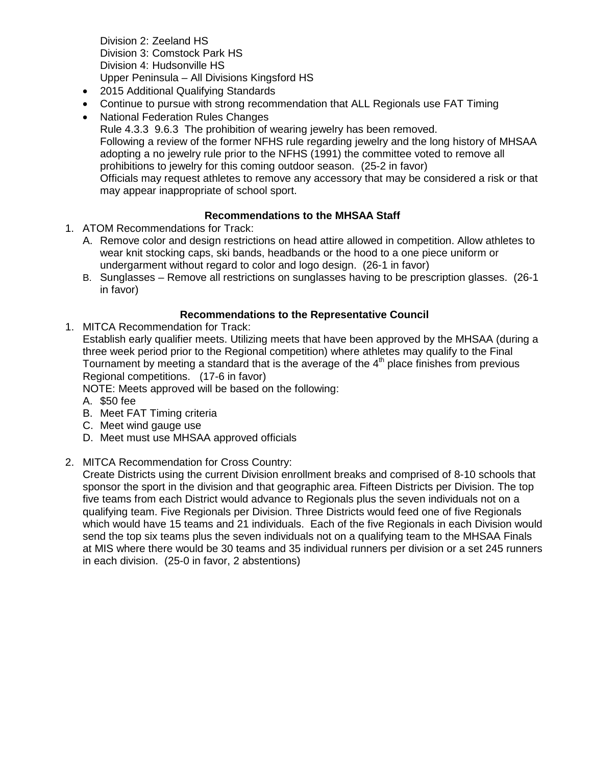Division 2: Zeeland HS
Division 3: Comstock Park HS
Division 4: Hudsonville HS
Upper Peninsula – All Divisions Kingsford HS

- 2015 Additional Qualifying Standards
- Continue to pursue with strong recommendation that ALL Regionals use FAT Timing
- National Federation Rules Changes
  Rule 4.3.3 9.6.3 The prohibition of wearing jewelry has been removed.
  Following a review of the former NFHS rule regarding jewelry and the long history of MHSAA adopting a no jewelry rule prior to the NFHS (1991) the committee voted to remove all prohibitions to jewelry for this coming outdoor season. (25-2 in favor)
  Officials may request athletes to remove any accessory that may be considered a risk or that may appear inappropriate of school sport.

**Recommendations to the MHSAA Staff**

1. ATOM Recommendations for Track:
   A. Remove color and design restrictions on head attire allowed in competition. Allow athletes to wear knit stocking caps, ski bands, headbands or the hood to a one piece uniform or undergarment without regard to color and logo design. (26-1 in favor)
   B. Sunglasses – Remove all restrictions on sunglasses having to be prescription glasses. (26-1 in favor)

**Recommendations to the Representative Council**

1. MITCA Recommendation for Track:
   Establish early qualifier meets. Utilizing meets that have been approved by the MHSAA (during a three week period prior to the Regional competition) where athletes may qualify to the Final Tournament by meeting a standard that is the average of the 4th place finishes from previous Regional competitions. (17-6 in favor)
   NOTE: Meets approved will be based on the following:
   A. $50 fee
   B. Meet FAT Timing criteria
   C. Meet wind gauge use
   D. Meet must use MHSAA approved officials

2. MITCA Recommendation for Cross Country:
   Create Districts using the current Division enrollment breaks and comprised of 8-10 schools that sponsor the sport in the division and that geographic area. Fifteen Districts per Division. The top five teams from each District would advance to Regionals plus the seven individuals not on a qualifying team. Five Regionals per Division. Three Districts would feed one of five Regionals which would have 15 teams and 21 individuals. Each of the five Regionals in each Division would send the top six teams plus the seven individuals not on a qualifying team to the MHSAA Finals at MIS where there would be 30 teams and 35 individual runners per division or a set 245 runners in each division. (25-0 in favor, 2 abstentions)